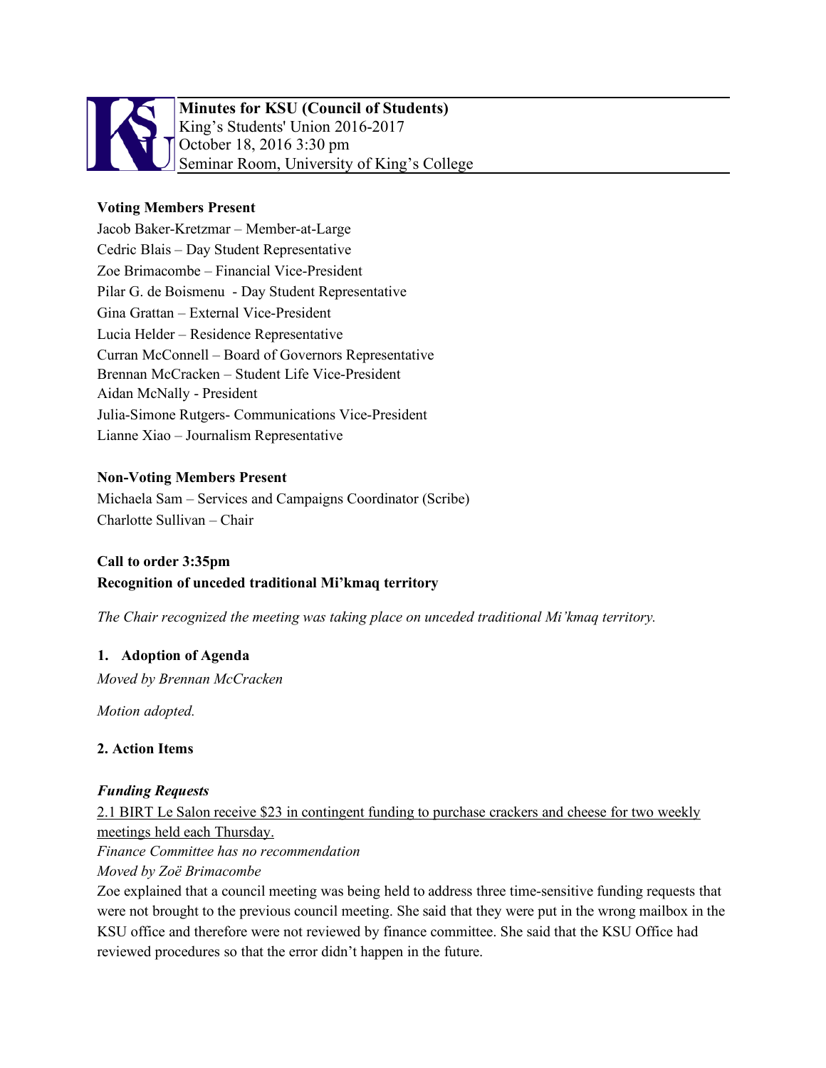**Minutes for KSU (Council of Students)**
King's Students' Union 2016-2017
October 18, 2016 3:30 pm
Seminar Room, University of King's College

**Voting Members Present**
Jacob Baker-Kretzmar – Member-at-Large
Cedric Blais – Day Student Representative
Zoe Brimacombe – Financial Vice-President
Pilar G. de Boismenu - Day Student Representative
Gina Grattan – External Vice-President
Lucia Helder – Residence Representative
Curran McConnell – Board of Governors Representative
Brennan McCracken – Student Life Vice-President
Aidan McNally - President
Julia-Simone Rutgers- Communications Vice-President
Lianne Xiao – Journalism Representative

**Non-Voting Members Present**
Michaela Sam – Services and Campaigns Coordinator (Scribe)
Charlotte Sullivan – Chair

**Call to order 3:35pm**
**Recognition of unceded traditional Mi'kmaq territory**

*The Chair recognized the meeting was taking place on unceded traditional Mi'kmaq territory.*

**1. Adoption of Agenda**

*Moved by Brennan McCracken*

*Motion adopted.*

**2. Action Items**

***Funding Requests***

2.1 BIRT Le Salon receive $23 in contingent funding to purchase crackers and cheese for two weekly meetings held each Thursday.
*Finance Committee has no recommendation*
*Moved by Zoë Brimacombe*
Zoe explained that a council meeting was being held to address three time-sensitive funding requests that were not brought to the previous council meeting. She said that they were put in the wrong mailbox in the KSU office and therefore were not reviewed by finance committee. She said that the KSU Office had reviewed procedures so that the error didn't happen in the future.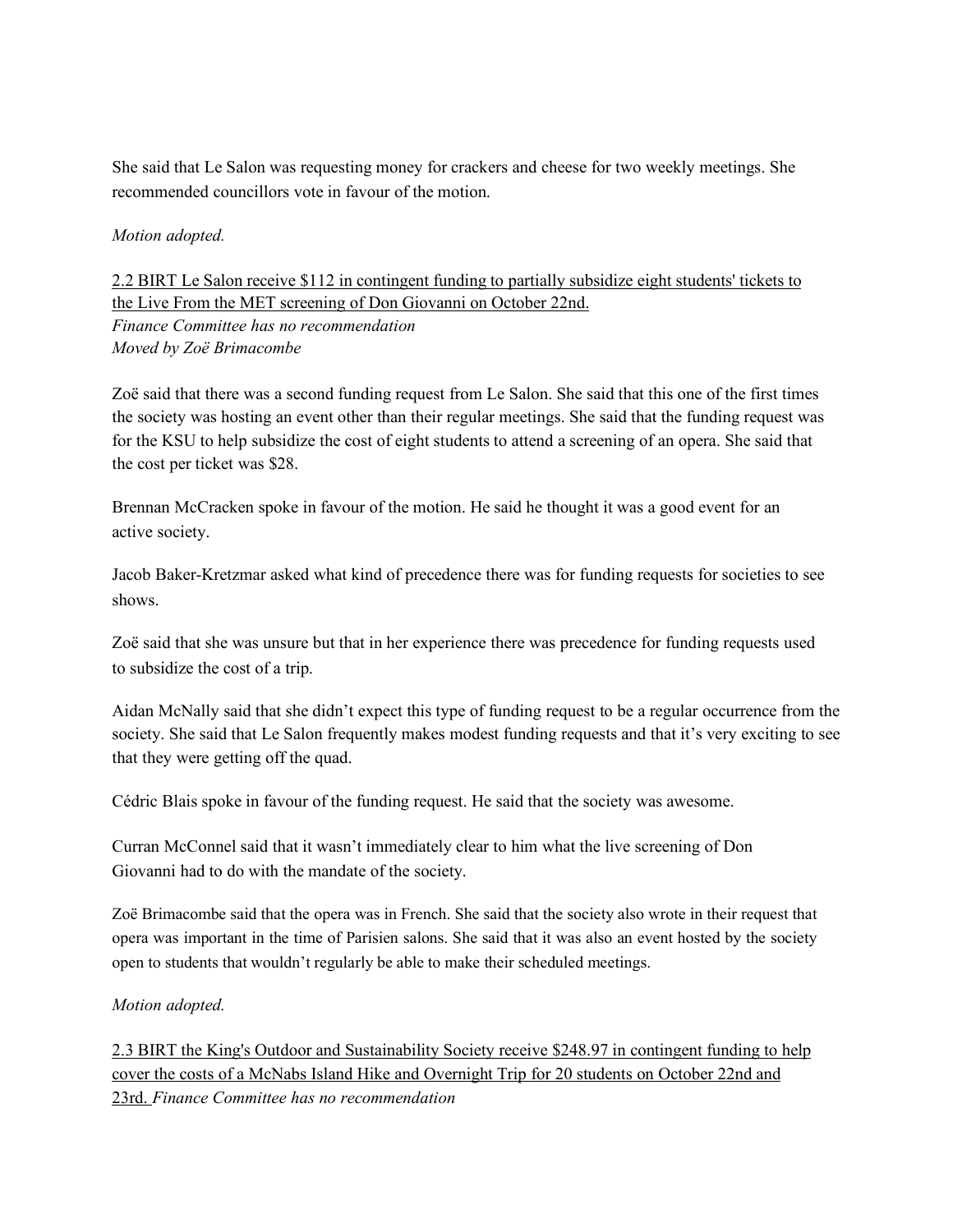She said that Le Salon was requesting money for crackers and cheese for two weekly meetings. She recommended councillors vote in favour of the motion.

*Motion adopted.*

<u>2.2 BIRT Le Salon receive $112 in contingent funding to partially subsidize eight students' tickets to the Live From the MET screening of Don Giovanni on October 22nd.</u>
*Finance Committee has no recommendation*
*Moved by Zoë Brimacombe*

Zoë said that there was a second funding request from Le Salon. She said that this one of the first times the society was hosting an event other than their regular meetings. She said that the funding request was for the KSU to help subsidize the cost of eight students to attend a screening of an opera. She said that the cost per ticket was $28.

Brennan McCracken spoke in favour of the motion. He said he thought it was a good event for an active society.

Jacob Baker-Kretzmar asked what kind of precedence there was for funding requests for societies to see shows.

Zoë said that she was unsure but that in her experience there was precedence for funding requests used to subsidize the cost of a trip.

Aidan McNally said that she didn't expect this type of funding request to be a regular occurrence from the society. She said that Le Salon frequently makes modest funding requests and that it's very exciting to see that they were getting off the quad.

Cédric Blais spoke in favour of the funding request. He said that the society was awesome.

Curran McConnel said that it wasn't immediately clear to him what the live screening of Don Giovanni had to do with the mandate of the society.

Zoë Brimacombe said that the opera was in French. She said that the society also wrote in their request that opera was important in the time of Parisien salons. She said that it was also an event hosted by the society open to students that wouldn't regularly be able to make their scheduled meetings.

*Motion adopted.*

<u>2.3 BIRT the King's Outdoor and Sustainability Society receive $248.97 in contingent funding to help cover the costs of a McNabs Island Hike and Overnight Trip for 20 students on October 22nd and 23rd.</u> *Finance Committee has no recommendation*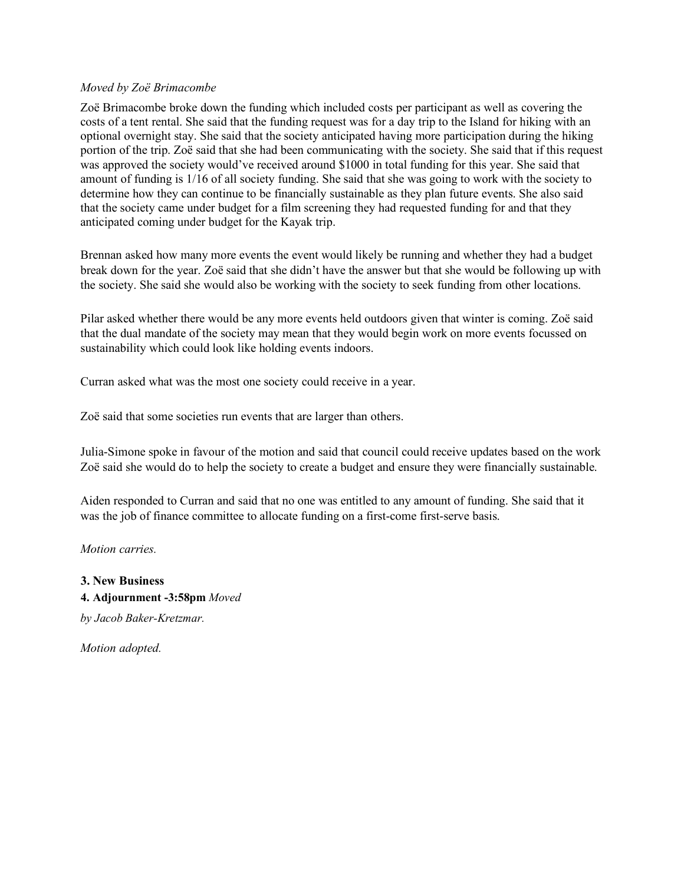*Moved by Zoë Brimacombe*

Zoë Brimacombe broke down the funding which included costs per participant as well as covering the costs of a tent rental. She said that the funding request was for a day trip to the Island for hiking with an optional overnight stay. She said that the society anticipated having more participation during the hiking portion of the trip. Zoë said that she had been communicating with the society. She said that if this request was approved the society would've received around $1000 in total funding for this year. She said that amount of funding is 1/16 of all society funding. She said that she was going to work with the society to determine how they can continue to be financially sustainable as they plan future events. She also said that the society came under budget for a film screening they had requested funding for and that they anticipated coming under budget for the Kayak trip.

Brennan asked how many more events the event would likely be running and whether they had a budget break down for the year. Zoë said that she didn't have the answer but that she would be following up with the society. She said she would also be working with the society to seek funding from other locations.

Pilar asked whether there would be any more events held outdoors given that winter is coming. Zoë said that the dual mandate of the society may mean that they would begin work on more events focussed on sustainability which could look like holding events indoors.

Curran asked what was the most one society could receive in a year.

Zoë said that some societies run events that are larger than others.

Julia-Simone spoke in favour of the motion and said that council could receive updates based on the work Zoë said she would do to help the society to create a budget and ensure they were financially sustainable.

Aiden responded to Curran and said that no one was entitled to any amount of funding. She said that it was the job of finance committee to allocate funding on a first-come first-serve basis.

*Motion carries.*

**3. New Business**

**4. Adjournment -3:58pm** *Moved by Jacob Baker-Kretzmar.*

*Motion adopted.*